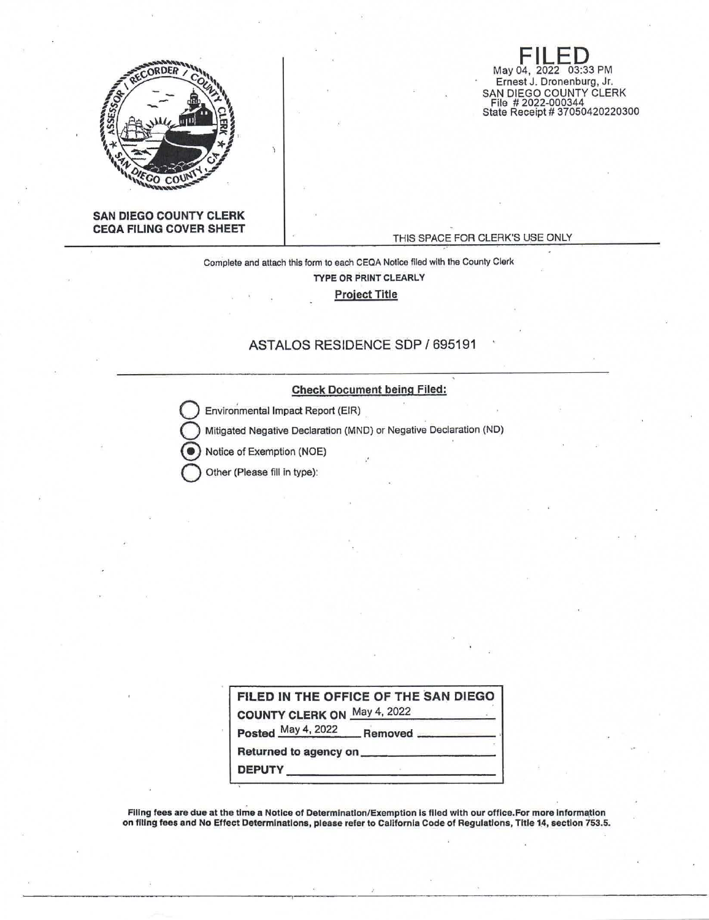**FILED**
May 04, 2022 03:33 PM
Ernest J. Dronenburg, Jr.
SAN DIEGO COUNTY CLERK
File # 2022-000344
State Receipt # 37050420220300

**SAN DIEGO COUNTY CLERK**
**CEQA FILING COVER SHEET**

THIS SPACE FOR CLERK'S USE ONLY

Complete and attach this form to each CEQA Notice filed with the County Clerk

**TYPE OR PRINT CLEARLY**

**Project Title**

ASTALOS RESIDENCE SDP / 695191

**Check Document being Filed:**

- ○ Environmental Impact Report (EIR)
- ○ Mitigated Negative Declaration (MND) or Negative Declaration (ND)
- ◉ Notice of Exemption (NOE)
- ○ Other (Please fill in type):

**FILED IN THE OFFICE OF THE SAN DIEGO COUNTY CLERK ON** May 4, 2022

**Posted** May 4, 2022 **Removed** \_\_\_\_\_\_\_\_\_\_

**Returned to agency on** \_\_\_\_\_\_\_\_\_\_

**DEPUTY** \_\_\_\_\_\_\_\_\_\_

**Filing fees are due at the time a Notice of Determination/Exemption is filed with our office.For more information on filing fees and No Effect Determinations, please refer to California Code of Regulations, Title 14, section 753.5.**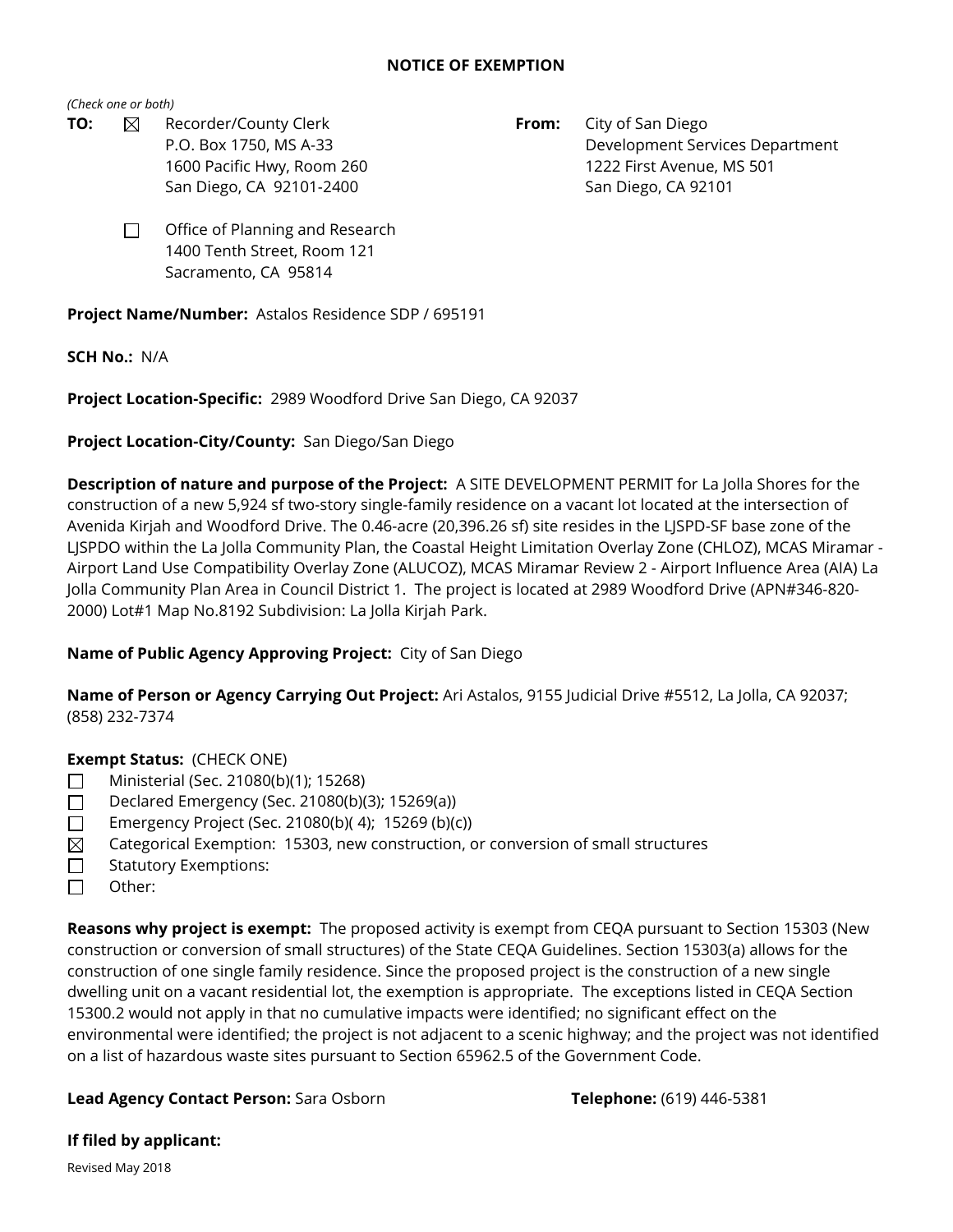# NOTICE OF EXEMPTION

*(Check one or both)*

**TO:** ☒ Recorder/County Clerk
P.O. Box 1750, MS A-33
1600 Pacific Hwy, Room 260
San Diego, CA 92101-2400

☐ Office of Planning and Research
1400 Tenth Street, Room 121
Sacramento, CA 95814

**From:** City of San Diego
Development Services Department
1222 First Avenue, MS 501
San Diego, CA 92101

**Project Name/Number:** Astalos Residence SDP / 695191

**SCH No.:** N/A

**Project Location-Specific:** 2989 Woodford Drive San Diego, CA 92037

**Project Location-City/County:** San Diego/San Diego

**Description of nature and purpose of the Project:** A SITE DEVELOPMENT PERMIT for La Jolla Shores for the construction of a new 5,924 sf two-story single-family residence on a vacant lot located at the intersection of Avenida Kirjah and Woodford Drive. The 0.46-acre (20,396.26 sf) site resides in the LJSPD-SF base zone of the LJSPDO within the La Jolla Community Plan, the Coastal Height Limitation Overlay Zone (CHLOZ), MCAS Miramar - Airport Land Use Compatibility Overlay Zone (ALUCOZ), MCAS Miramar Review 2 - Airport Influence Area (AIA) La Jolla Community Plan Area in Council District 1. The project is located at 2989 Woodford Drive (APN#346-820-2000) Lot#1 Map No.8192 Subdivision: La Jolla Kirjah Park.

**Name of Public Agency Approving Project:** City of San Diego

**Name of Person or Agency Carrying Out Project:** Ari Astalos, 9155 Judicial Drive #5512, La Jolla, CA 92037; (858) 232-7374

**Exempt Status:** (CHECK ONE)

- ☐ Ministerial (Sec. 21080(b)(1); 15268)
- ☐ Declared Emergency (Sec. 21080(b)(3); 15269(a))
- ☐ Emergency Project (Sec. 21080(b)( 4); 15269 (b)(c))
- ☒ Categorical Exemption: 15303, new construction, or conversion of small structures
- ☐ Statutory Exemptions:
- ☐ Other:

**Reasons why project is exempt:** The proposed activity is exempt from CEQA pursuant to Section 15303 (New construction or conversion of small structures) of the State CEQA Guidelines. Section 15303(a) allows for the construction of one single family residence. Since the proposed project is the construction of a new single dwelling unit on a vacant residential lot, the exemption is appropriate. The exceptions listed in CEQA Section 15300.2 would not apply in that no cumulative impacts were identified; no significant effect on the environmental were identified; the project is not adjacent to a scenic highway; and the project was not identified on a list of hazardous waste sites pursuant to Section 65962.5 of the Government Code.

**Lead Agency Contact Person:** Sara Osborn **Telephone:** (619) 446-5381

**If filed by applicant:**

Revised May 2018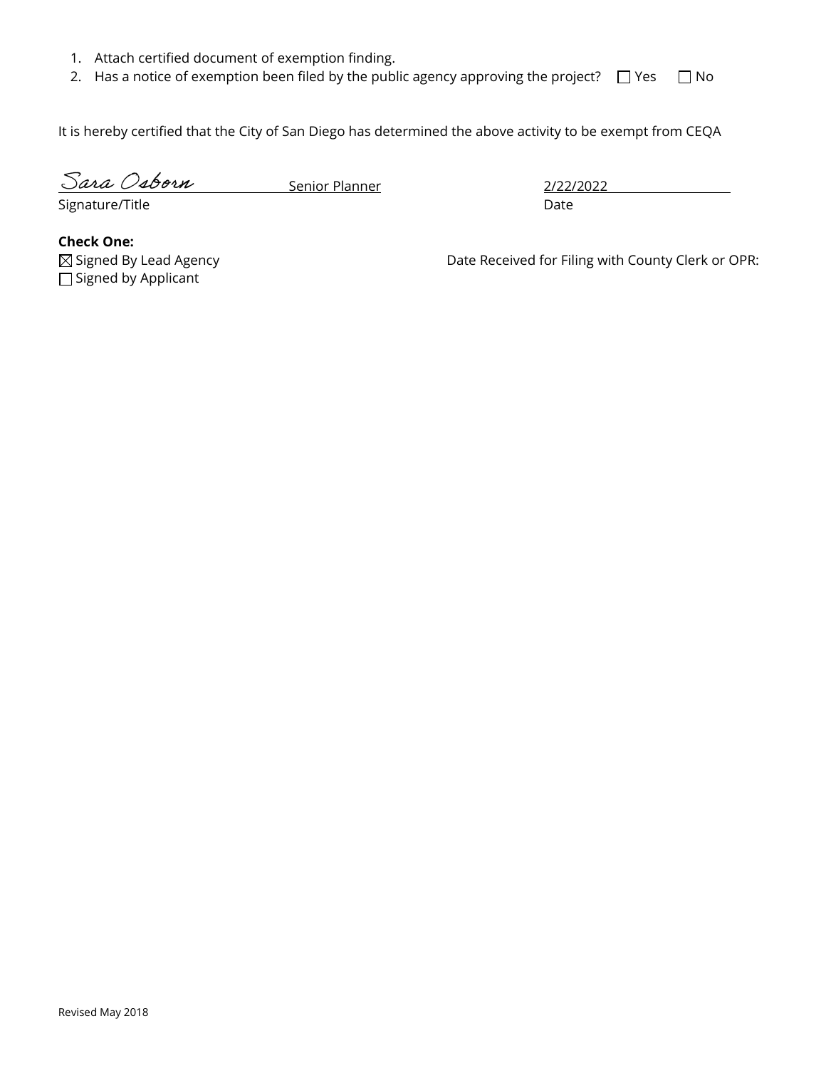1. Attach certified document of exemption finding.
2. Has a notice of exemption been filed by the public agency approving the project? ☐ Yes ☐ No

It is hereby certified that the City of San Diego has determined the above activity to be exempt from CEQA

Sara Osborn Senior Planner 2/22/2022

Signature/Title Date

**Check One:**

☒ Signed By Lead Agency

☐ Signed by Applicant

Date Received for Filing with County Clerk or OPR:

Revised May 2018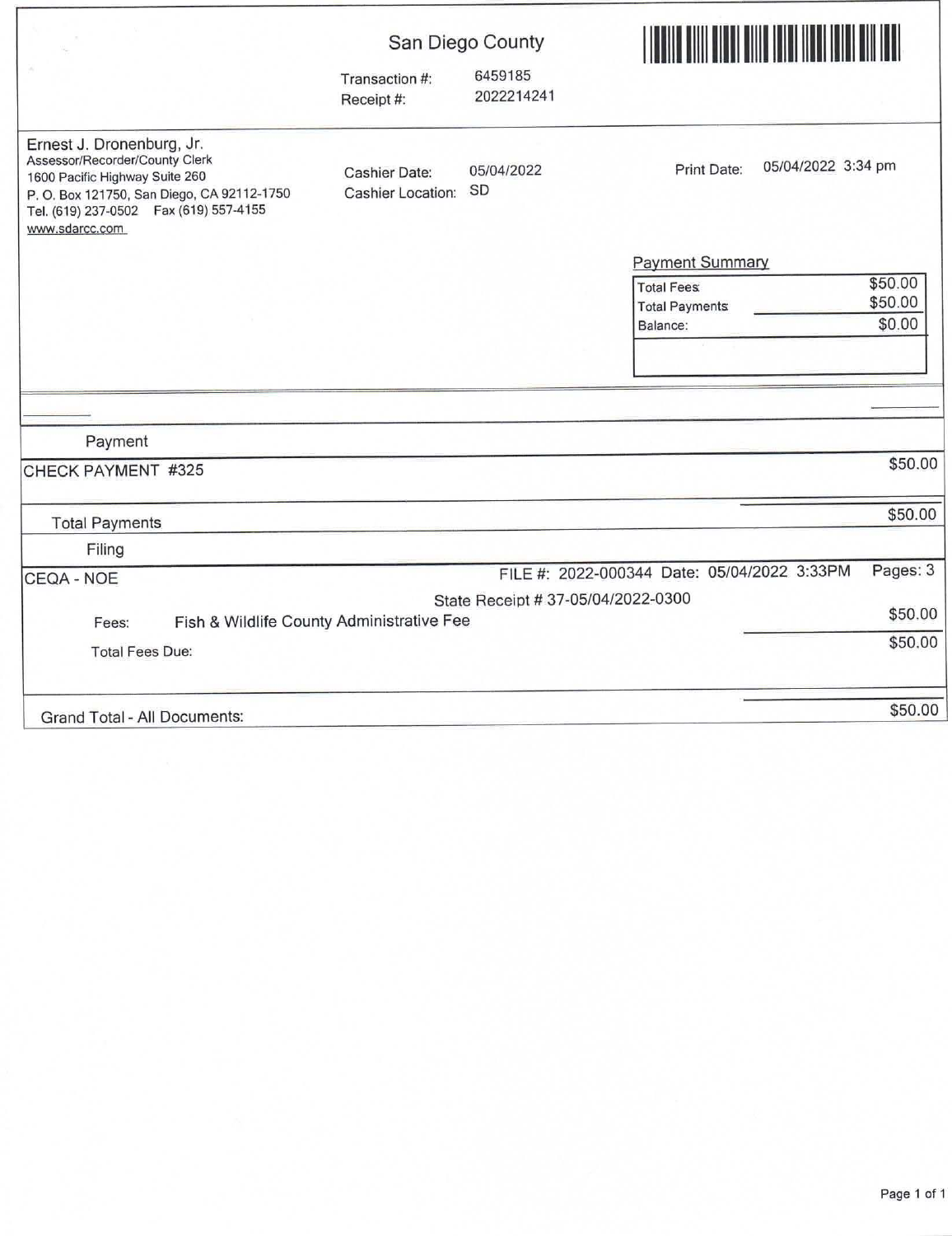## San Diego County

Transaction #: 6459185
Receipt #: 2022214241

Ernest J. Dronenburg, Jr.
Assessor/Recorder/County Clerk
1600 Pacific Highway Suite 260
P. O. Box 121750, San Diego, CA 92112-1750
Tel. (619) 237-0502 Fax (619) 557-4155
www.sdarcc.com

Cashier Date: 05/04/2022
Cashier Location: SD

Print Date: 05/04/2022 3:34 pm

**Payment Summary**

| | |
|---|---|
| Total Fees | $50.00 |
| Total Payments | $50.00 |
| Balance: | $0.00 |

**Payment**

| | |
|---|---|
| CHECK PAYMENT #325 | $50.00 |
| Total Payments | $50.00 |

**Filing**

CEQA - NOE — FILE #: 2022-000344 Date: 05/04/2022 3:33PM Pages: 3

State Receipt # 37-05/04/2022-0300

| | |
|---|---|
| Fees: Fish & Wildlife County Administrative Fee | $50.00 |
| Total Fees Due: | $50.00 |

| | |
|---|---|
| Grand Total - All Documents: | $50.00 |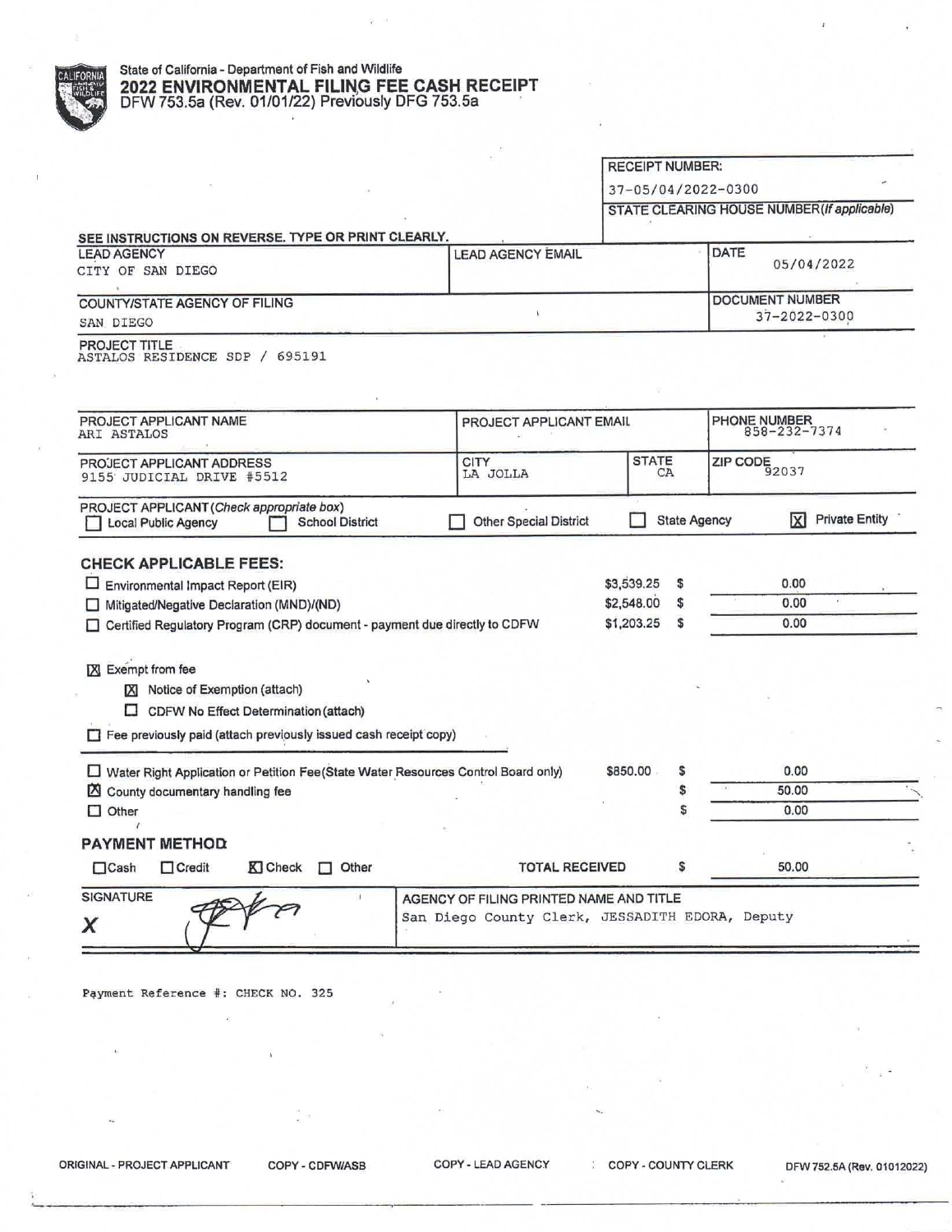State of California - Department of Fish and Wildlife

# 2022 ENVIRONMENTAL FILING FEE CASH RECEIPT

DFW 753.5a (Rev. 01/01/22) Previously DFG 753.5a

| | |
|---|---|
| RECEIPT NUMBER: | 37-05/04/2022-0300 |
| STATE CLEARING HOUSE NUMBER (*If applicable*) | |

SEE INSTRUCTIONS ON REVERSE. TYPE OR PRINT CLEARLY.

| LEAD AGENCY | LEAD AGENCY EMAIL | DATE |
|---|---|---|
| CITY OF SAN DIEGO | | 05/04/2022 |

| COUNTY/STATE AGENCY OF FILING | DOCUMENT NUMBER |
|---|---|
| SAN DIEGO | 37-2022-0300 |

PROJECT TITLE
ASTALOS RESIDENCE SDP / 695191

| PROJECT APPLICANT NAME | PROJECT APPLICANT EMAIL | | PHONE NUMBER |
|---|---|---|---|
| ARI ASTALOS | | | 858-232-7374 |
| **PROJECT APPLICANT ADDRESS** | **CITY** | **STATE** | **ZIP CODE** |
| 9155 JUDICIAL DRIVE #5512 | LA JOLLA | CA | 92037 |

PROJECT APPLICANT (*Check appropriate box*)

☐ Local Public Agency ☐ School District ☐ Other Special District ☐ State Agency ☒ Private Entity

## CHECK APPLICABLE FEES:

| | | |
|---|---|---|
| ☐ Environmental Impact Report (EIR) | $3,539.25 | $ 0.00 |
| ☐ Mitigated/Negative Declaration (MND)/(ND) | $2,548.00 | $ 0.00 |
| ☐ Certified Regulatory Program (CRP) document - payment due directly to CDFW | $1,203.25 | $ 0.00 |

☒ Exempt from fee

- ☒ Notice of Exemption (attach)
- ☐ CDFW No Effect Determination (attach)

☐ Fee previously paid (attach previously issued cash receipt copy)

| | | |
|---|---|---|
| ☐ Water Right Application or Petition Fee (State Water Resources Control Board only) | $850.00 | $ 0.00 |
| ☒ County documentary handling fee | | $ 50.00 |
| ☐ Other | | $ 0.00 |

## PAYMENT METHOD

☐ Cash ☐ Credit ☒ Check ☐ Other

**TOTAL RECEIVED** $ 50.00

| SIGNATURE | AGENCY OF FILING PRINTED NAME AND TITLE |
|---|---|
| X *(signature)* | San Diego County Clerk, JESSADITH EDORA, Deputy |

Payment Reference #: CHECK NO. 325

ORIGINAL - PROJECT APPLICANT COPY - CDFW/ASB COPY - LEAD AGENCY COPY - COUNTY CLERK DFW 752.5A (Rev. 01012022)